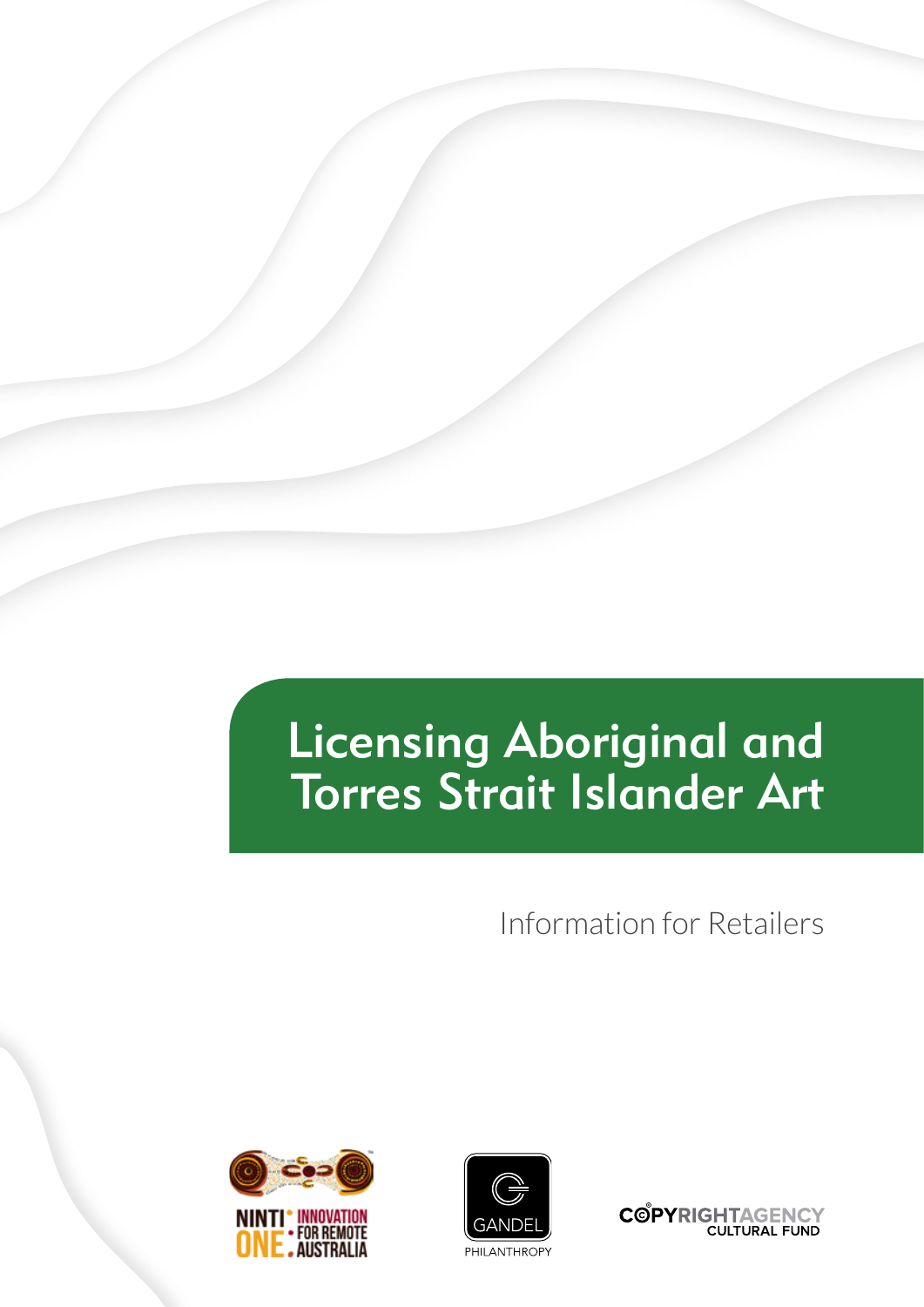# Licensing Aboriginal and Torres Strait Islander Art

Information for Retailers

NINTI ONE: INNOVATION FOR REMOTE AUSTRALIA

GANDEL PHILANTHROPY

COPYRIGHT AGENCY CULTURAL FUND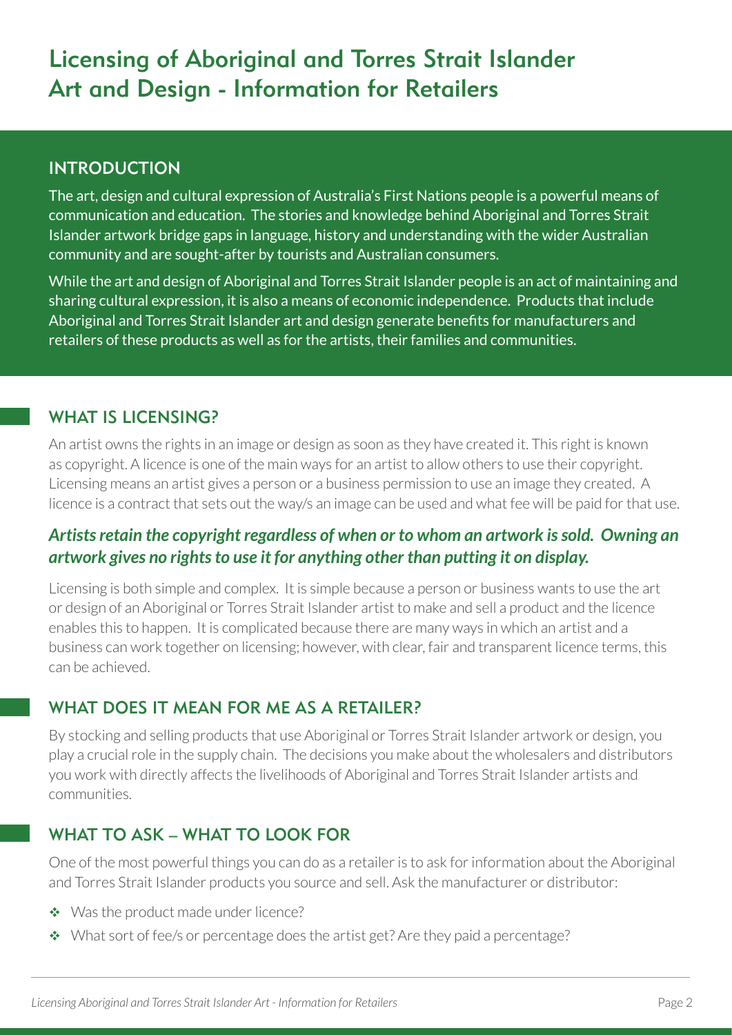# Licensing of Aboriginal and Torres Strait Islander Art and Design - Information for Retailers

## INTRODUCTION

The art, design and cultural expression of Australia's First Nations people is a powerful means of communication and education. The stories and knowledge behind Aboriginal and Torres Strait Islander artwork bridge gaps in language, history and understanding with the wider Australian community and are sought-after by tourists and Australian consumers.

While the art and design of Aboriginal and Torres Strait Islander people is an act of maintaining and sharing cultural expression, it is also a means of economic independence. Products that include Aboriginal and Torres Strait Islander art and design generate benefits for manufacturers and retailers of these products as well as for the artists, their families and communities.

## WHAT IS LICENSING?

An artist owns the rights in an image or design as soon as they have created it. This right is known as copyright. A licence is one of the main ways for an artist to allow others to use their copyright. Licensing means an artist gives a person or a business permission to use an image they created. A licence is a contract that sets out the way/s an image can be used and what fee will be paid for that use.

***Artists retain the copyright regardless of when or to whom an artwork is sold. Owning an artwork gives no rights to use it for anything other than putting it on display.***

Licensing is both simple and complex. It is simple because a person or business wants to use the art or design of an Aboriginal or Torres Strait Islander artist to make and sell a product and the licence enables this to happen. It is complicated because there are many ways in which an artist and a business can work together on licensing; however, with clear, fair and transparent licence terms, this can be achieved.

## WHAT DOES IT MEAN FOR ME AS A RETAILER?

By stocking and selling products that use Aboriginal or Torres Strait Islander artwork or design, you play a crucial role in the supply chain. The decisions you make about the wholesalers and distributors you work with directly affects the livelihoods of Aboriginal and Torres Strait Islander artists and communities.

## WHAT TO ASK – WHAT TO LOOK FOR

One of the most powerful things you can do as a retailer is to ask for information about the Aboriginal and Torres Strait Islander products you source and sell. Ask the manufacturer or distributor:

- Was the product made under licence?
- What sort of fee/s or percentage does the artist get? Are they paid a percentage?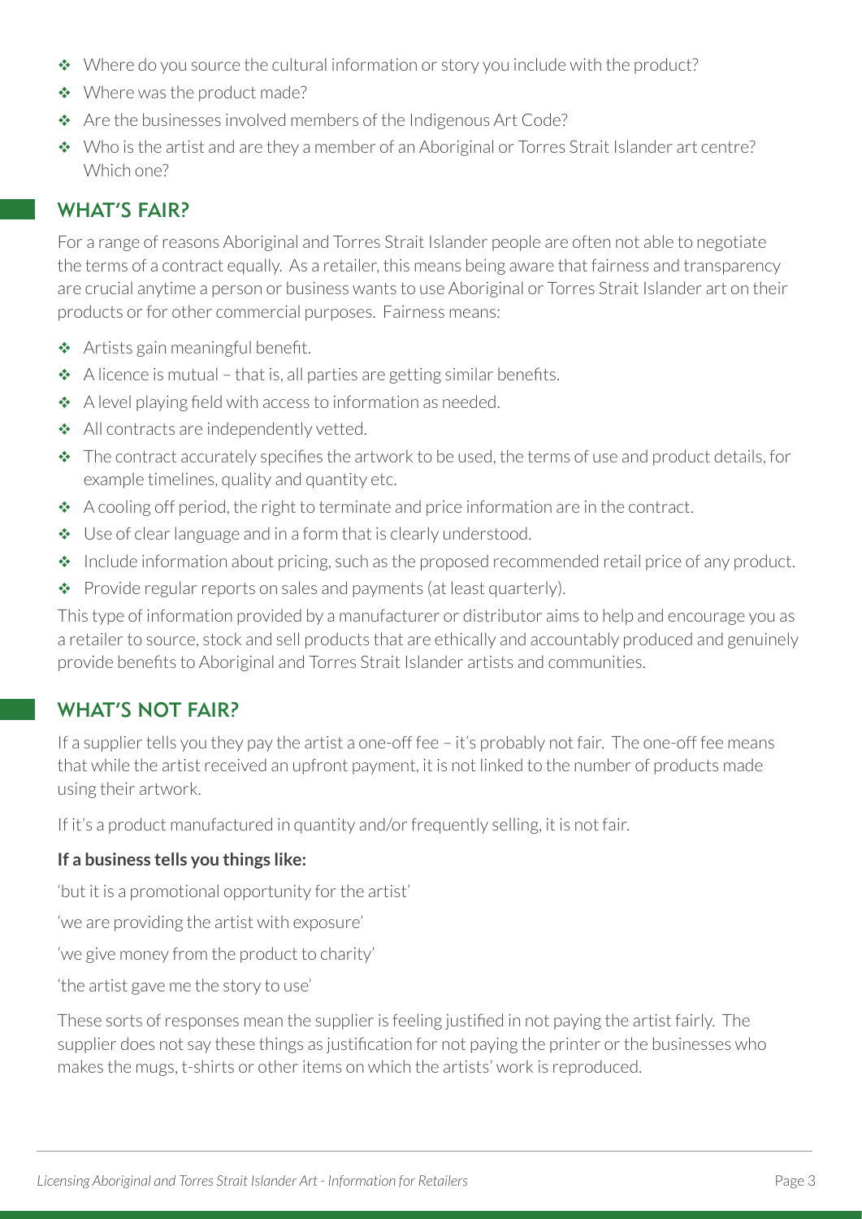- Where do you source the cultural information or story you include with the product?
- Where was the product made?
- Are the businesses involved members of the Indigenous Art Code?
- Who is the artist and are they a member of an Aboriginal or Torres Strait Islander art centre? Which one?

## WHAT'S FAIR?

For a range of reasons Aboriginal and Torres Strait Islander people are often not able to negotiate the terms of a contract equally. As a retailer, this means being aware that fairness and transparency are crucial anytime a person or business wants to use Aboriginal or Torres Strait Islander art on their products or for other commercial purposes. Fairness means:

- Artists gain meaningful benefit.
- A licence is mutual – that is, all parties are getting similar benefits.
- A level playing field with access to information as needed.
- All contracts are independently vetted.
- The contract accurately specifies the artwork to be used, the terms of use and product details, for example timelines, quality and quantity etc.
- A cooling off period, the right to terminate and price information are in the contract.
- Use of clear language and in a form that is clearly understood.
- Include information about pricing, such as the proposed recommended retail price of any product.
- Provide regular reports on sales and payments (at least quarterly).

This type of information provided by a manufacturer or distributor aims to help and encourage you as a retailer to source, stock and sell products that are ethically and accountably produced and genuinely provide benefits to Aboriginal and Torres Strait Islander artists and communities.

## WHAT'S NOT FAIR?

If a supplier tells you they pay the artist a one-off fee – it's probably not fair. The one-off fee means that while the artist received an upfront payment, it is not linked to the number of products made using their artwork.

If it's a product manufactured in quantity and/or frequently selling, it is not fair.

**If a business tells you things like:**

'but it is a promotional opportunity for the artist'

'we are providing the artist with exposure'

'we give money from the product to charity'

'the artist gave me the story to use'

These sorts of responses mean the supplier is feeling justified in not paying the artist fairly. The supplier does not say these things as justification for not paying the printer or the businesses who makes the mugs, t-shirts or other items on which the artists' work is reproduced.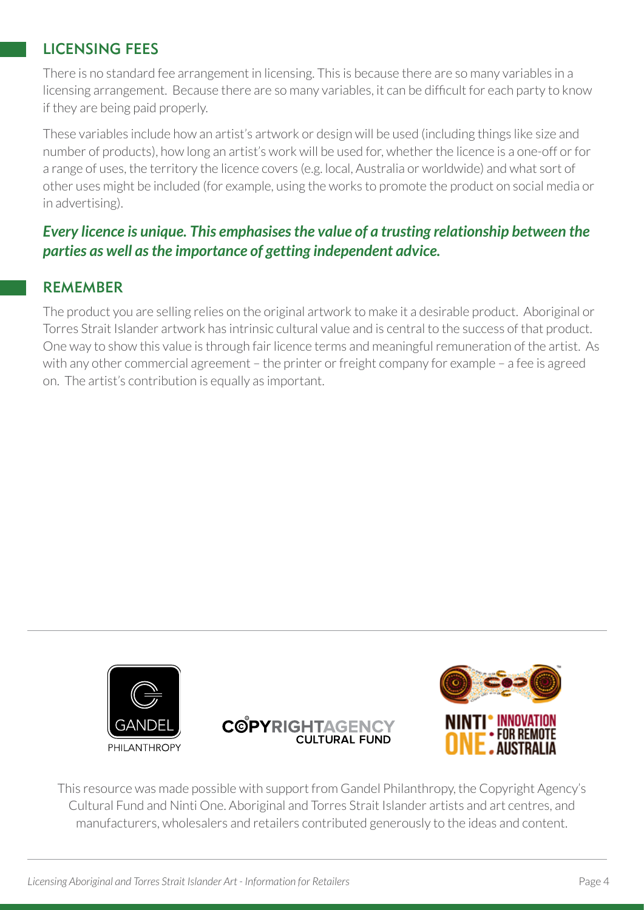## LICENSING FEES

There is no standard fee arrangement in licensing. This is because there are so many variables in a licensing arrangement. Because there are so many variables, it can be difficult for each party to know if they are being paid properly.

These variables include how an artist's artwork or design will be used (including things like size and number of products), how long an artist's work will be used for, whether the licence is a one-off or for a range of uses, the territory the licence covers (e.g. local, Australia or worldwide) and what sort of other uses might be included (for example, using the works to promote the product on social media or in advertising).

***Every licence is unique. This emphasises the value of a trusting relationship between the parties as well as the importance of getting independent advice.***

## REMEMBER

The product you are selling relies on the original artwork to make it a desirable product. Aboriginal or Torres Strait Islander artwork has intrinsic cultural value and is central to the success of that product. One way to show this value is through fair licence terms and meaningful remuneration of the artist. As with any other commercial agreement – the printer or freight company for example – a fee is agreed on. The artist's contribution is equally as important.

This resource was made possible with support from Gandel Philanthropy, the Copyright Agency's Cultural Fund and Ninti One. Aboriginal and Torres Strait Islander artists and art centres, and manufacturers, wholesalers and retailers contributed generously to the ideas and content.